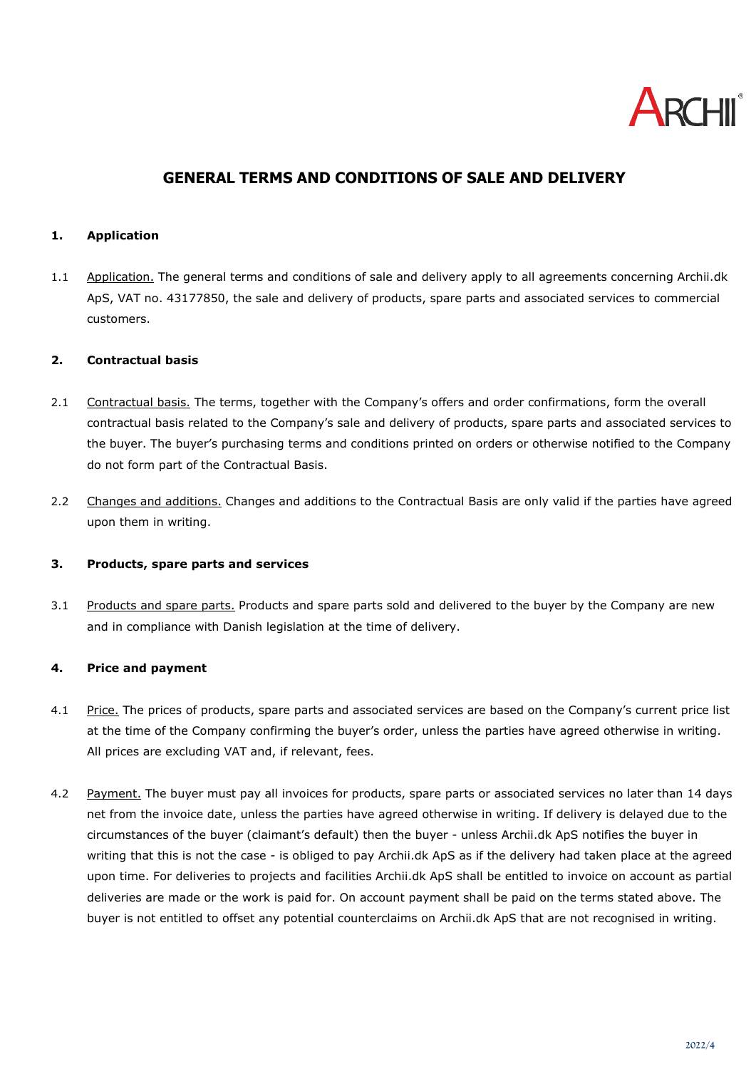# GENERAL TERMS AND CONDITIONS OF SALE AND DELIVERY

## 1. Application

1.1 Application. The general terms and conditions of sale and delivery apply to all agreements concerning Archii.dk ApS, VAT no. 43177850, the sale and delivery of products, spare parts and associated services to commercial customers.

## 2. Contractual basis

2.1 Contractual basis. The terms, together with the Company's offers and order confirmations, form the overall contractual basis related to the Company's sale and delivery of products, spare parts and associated services to the buyer. The buyer's purchasing terms and conditions printed on orders or otherwise notified to the Company do not form part of the Contractual Basis.

2.2 Changes and additions. Changes and additions to the Contractual Basis are only valid if the parties have agreed upon them in writing.

## 3. Products, spare parts and services

3.1 Products and spare parts. Products and spare parts sold and delivered to the buyer by the Company are new and in compliance with Danish legislation at the time of delivery.

## 4. Price and payment

4.1 Price. The prices of products, spare parts and associated services are based on the Company's current price list at the time of the Company confirming the buyer's order, unless the parties have agreed otherwise in writing. All prices are excluding VAT and, if relevant, fees.

4.2 Payment. The buyer must pay all invoices for products, spare parts or associated services no later than 14 days net from the invoice date, unless the parties have agreed otherwise in writing. If delivery is delayed due to the circumstances of the buyer (claimant's default) then the buyer - unless Archii.dk ApS notifies the buyer in writing that this is not the case - is obliged to pay Archii.dk ApS as if the delivery had taken place at the agreed upon time. For deliveries to projects and facilities Archii.dk ApS shall be entitled to invoice on account as partial deliveries are made or the work is paid for. On account payment shall be paid on the terms stated above. The buyer is not entitled to offset any potential counterclaims on Archii.dk ApS that are not recognised in writing.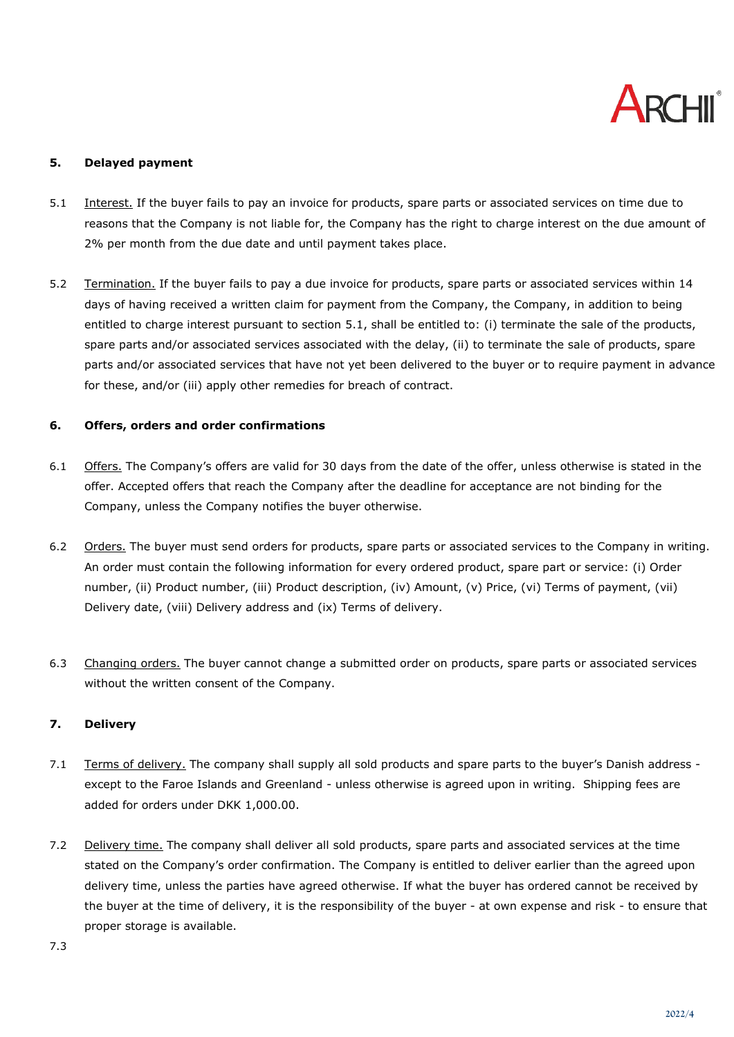## 5. Delayed payment

5.1 Interest. If the buyer fails to pay an invoice for products, spare parts or associated services on time due to reasons that the Company is not liable for, the Company has the right to charge interest on the due amount of 2% per month from the due date and until payment takes place.

5.2 Termination. If the buyer fails to pay a due invoice for products, spare parts or associated services within 14 days of having received a written claim for payment from the Company, the Company, in addition to being entitled to charge interest pursuant to section 5.1, shall be entitled to: (i) terminate the sale of the products, spare parts and/or associated services associated with the delay, (ii) to terminate the sale of products, spare parts and/or associated services that have not yet been delivered to the buyer or to require payment in advance for these, and/or (iii) apply other remedies for breach of contract.

## 6. Offers, orders and order confirmations

6.1 Offers. The Company's offers are valid for 30 days from the date of the offer, unless otherwise is stated in the offer. Accepted offers that reach the Company after the deadline for acceptance are not binding for the Company, unless the Company notifies the buyer otherwise.

6.2 Orders. The buyer must send orders for products, spare parts or associated services to the Company in writing. An order must contain the following information for every ordered product, spare part or service: (i) Order number, (ii) Product number, (iii) Product description, (iv) Amount, (v) Price, (vi) Terms of payment, (vii) Delivery date, (viii) Delivery address and (ix) Terms of delivery.

6.3 Changing orders. The buyer cannot change a submitted order on products, spare parts or associated services without the written consent of the Company.

## 7. Delivery

7.1 Terms of delivery. The company shall supply all sold products and spare parts to the buyer's Danish address - except to the Faroe Islands and Greenland - unless otherwise is agreed upon in writing. Shipping fees are added for orders under DKK 1,000.00.

7.2 Delivery time. The company shall deliver all sold products, spare parts and associated services at the time stated on the Company's order confirmation. The Company is entitled to deliver earlier than the agreed upon delivery time, unless the parties have agreed otherwise. If what the buyer has ordered cannot be received by the buyer at the time of delivery, it is the responsibility of the buyer - at own expense and risk - to ensure that proper storage is available.

7.3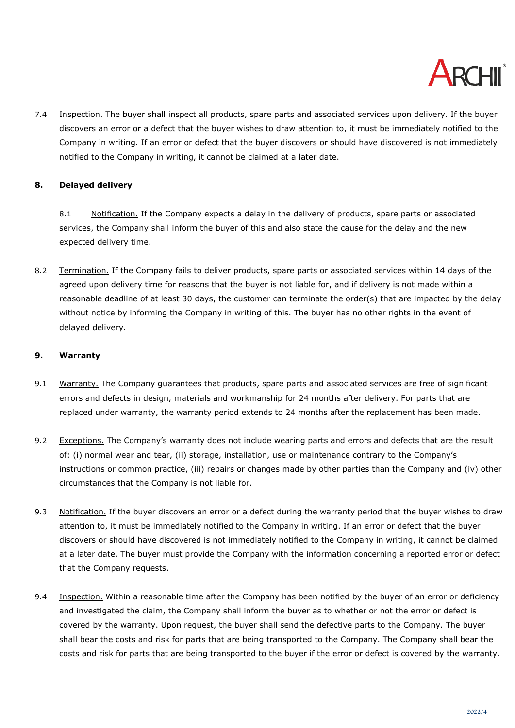7.4 Inspection. The buyer shall inspect all products, spare parts and associated services upon delivery. If the buyer discovers an error or a defect that the buyer wishes to draw attention to, it must be immediately notified to the Company in writing. If an error or defect that the buyer discovers or should have discovered is not immediately notified to the Company in writing, it cannot be claimed at a later date.

## 8. Delayed delivery

8.1 Notification. If the Company expects a delay in the delivery of products, spare parts or associated services, the Company shall inform the buyer of this and also state the cause for the delay and the new expected delivery time.

8.2 Termination. If the Company fails to deliver products, spare parts or associated services within 14 days of the agreed upon delivery time for reasons that the buyer is not liable for, and if delivery is not made within a reasonable deadline of at least 30 days, the customer can terminate the order(s) that are impacted by the delay without notice by informing the Company in writing of this. The buyer has no other rights in the event of delayed delivery.

## 9. Warranty

9.1 Warranty. The Company guarantees that products, spare parts and associated services are free of significant errors and defects in design, materials and workmanship for 24 months after delivery. For parts that are replaced under warranty, the warranty period extends to 24 months after the replacement has been made.

9.2 Exceptions. The Company's warranty does not include wearing parts and errors and defects that are the result of: (i) normal wear and tear, (ii) storage, installation, use or maintenance contrary to the Company's instructions or common practice, (iii) repairs or changes made by other parties than the Company and (iv) other circumstances that the Company is not liable for.

9.3 Notification. If the buyer discovers an error or a defect during the warranty period that the buyer wishes to draw attention to, it must be immediately notified to the Company in writing. If an error or defect that the buyer discovers or should have discovered is not immediately notified to the Company in writing, it cannot be claimed at a later date. The buyer must provide the Company with the information concerning a reported error or defect that the Company requests.

9.4 Inspection. Within a reasonable time after the Company has been notified by the buyer of an error or deficiency and investigated the claim, the Company shall inform the buyer as to whether or not the error or defect is covered by the warranty. Upon request, the buyer shall send the defective parts to the Company. The buyer shall bear the costs and risk for parts that are being transported to the Company. The Company shall bear the costs and risk for parts that are being transported to the buyer if the error or defect is covered by the warranty.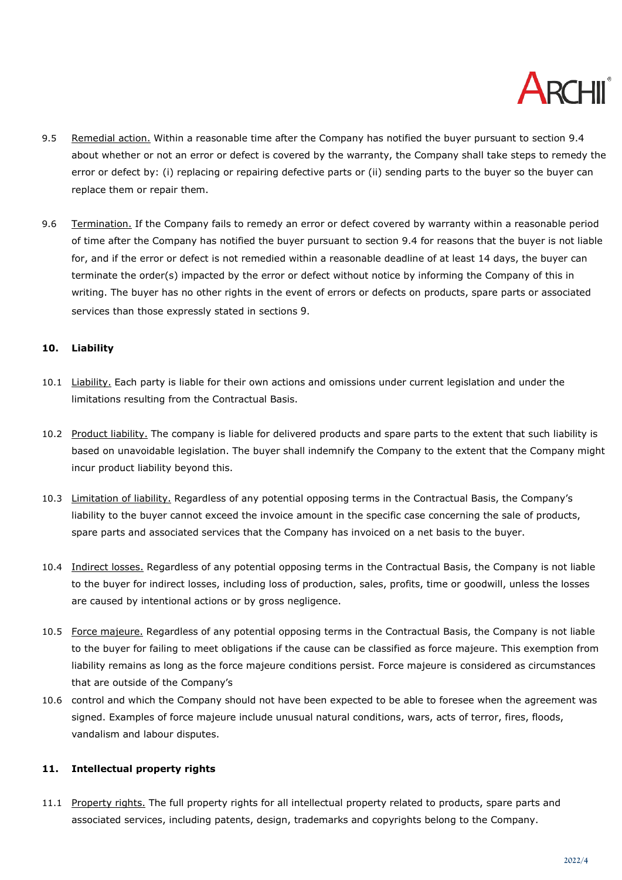9.5 Remedial action. Within a reasonable time after the Company has notified the buyer pursuant to section 9.4 about whether or not an error or defect is covered by the warranty, the Company shall take steps to remedy the error or defect by: (i) replacing or repairing defective parts or (ii) sending parts to the buyer so the buyer can replace them or repair them.

9.6 Termination. If the Company fails to remedy an error or defect covered by warranty within a reasonable period of time after the Company has notified the buyer pursuant to section 9.4 for reasons that the buyer is not liable for, and if the error or defect is not remedied within a reasonable deadline of at least 14 days, the buyer can terminate the order(s) impacted by the error or defect without notice by informing the Company of this in writing. The buyer has no other rights in the event of errors or defects on products, spare parts or associated services than those expressly stated in sections 9.

## 10. Liability

10.1 Liability. Each party is liable for their own actions and omissions under current legislation and under the limitations resulting from the Contractual Basis.

10.2 Product liability. The company is liable for delivered products and spare parts to the extent that such liability is based on unavoidable legislation. The buyer shall indemnify the Company to the extent that the Company might incur product liability beyond this.

10.3 Limitation of liability. Regardless of any potential opposing terms in the Contractual Basis, the Company's liability to the buyer cannot exceed the invoice amount in the specific case concerning the sale of products, spare parts and associated services that the Company has invoiced on a net basis to the buyer.

10.4 Indirect losses. Regardless of any potential opposing terms in the Contractual Basis, the Company is not liable to the buyer for indirect losses, including loss of production, sales, profits, time or goodwill, unless the losses are caused by intentional actions or by gross negligence.

10.5 Force majeure. Regardless of any potential opposing terms in the Contractual Basis, the Company is not liable to the buyer for failing to meet obligations if the cause can be classified as force majeure. This exemption from liability remains as long as the force majeure conditions persist. Force majeure is considered as circumstances that are outside of the Company's

10.6 control and which the Company should not have been expected to be able to foresee when the agreement was signed. Examples of force majeure include unusual natural conditions, wars, acts of terror, fires, floods, vandalism and labour disputes.

## 11. Intellectual property rights

11.1 Property rights. The full property rights for all intellectual property related to products, spare parts and associated services, including patents, design, trademarks and copyrights belong to the Company.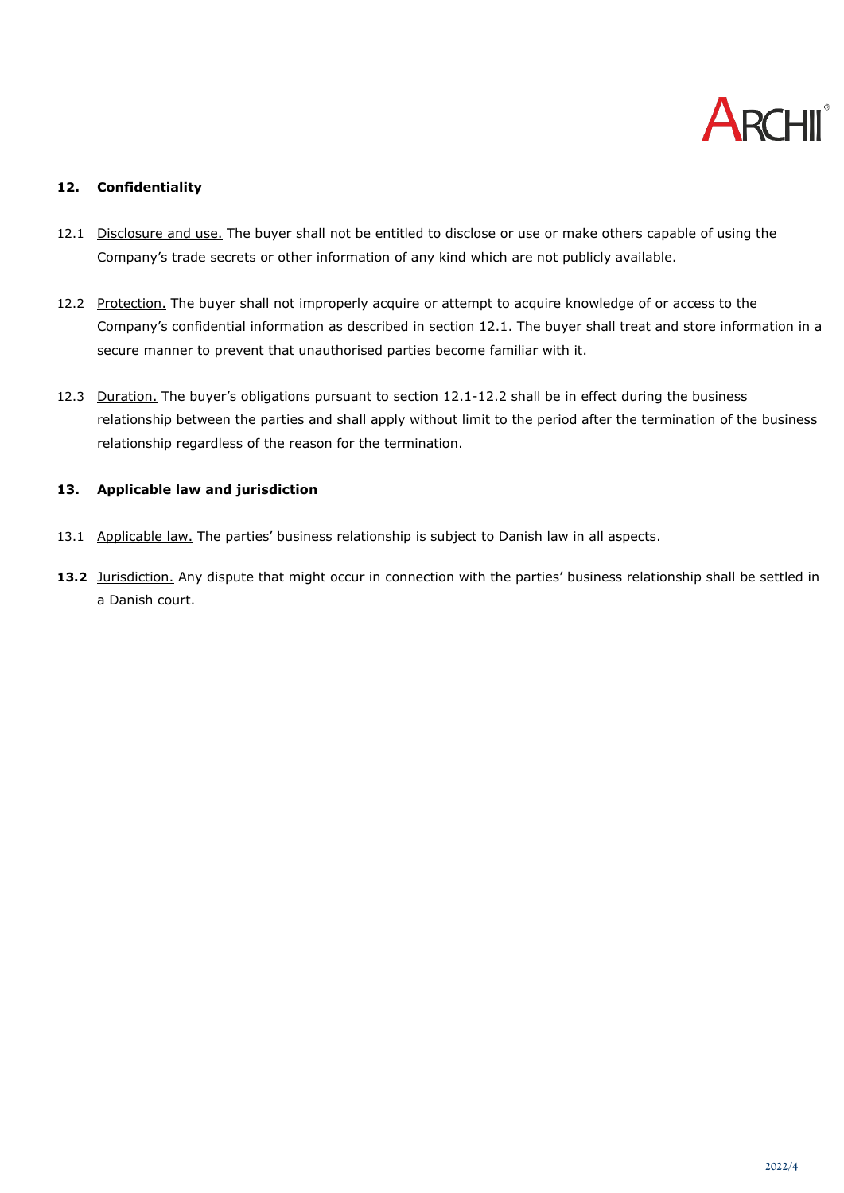## 12. Confidentiality

12.1 Disclosure and use. The buyer shall not be entitled to disclose or use or make others capable of using the Company's trade secrets or other information of any kind which are not publicly available.

12.2 Protection. The buyer shall not improperly acquire or attempt to acquire knowledge of or access to the Company's confidential information as described in section 12.1. The buyer shall treat and store information in a secure manner to prevent that unauthorised parties become familiar with it.

12.3 Duration. The buyer's obligations pursuant to section 12.1-12.2 shall be in effect during the business relationship between the parties and shall apply without limit to the period after the termination of the business relationship regardless of the reason for the termination.

## 13. Applicable law and jurisdiction

13.1 Applicable law. The parties' business relationship is subject to Danish law in all aspects.

**13.2** Jurisdiction. Any dispute that might occur in connection with the parties' business relationship shall be settled in a Danish court.

2022/4